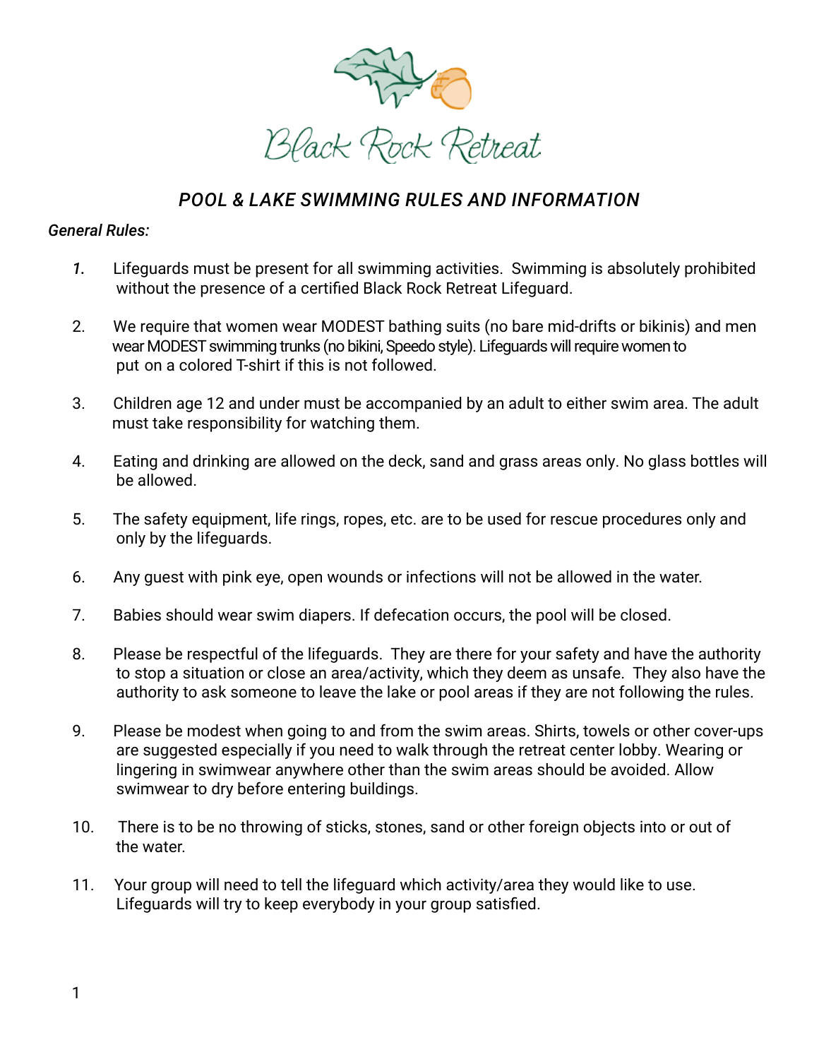# Black Rock Retreat

## *POOL & LAKE SWIMMING RULES AND INFORMATION*

*General Rules:*

1. Lifeguards must be present for all swimming activities. Swimming is absolutely prohibited without the presence of a certified Black Rock Retreat Lifeguard.

2. We require that women wear MODEST bathing suits (no bare mid-drifts or bikinis) and men wear MODEST swimming trunks (no bikini, Speedo style). Lifeguards will require women to put on a colored T-shirt if this is not followed.

3. Children age 12 and under must be accompanied by an adult to either swim area. The adult must take responsibility for watching them.

4. Eating and drinking are allowed on the deck, sand and grass areas only. No glass bottles will be allowed.

5. The safety equipment, life rings, ropes, etc. are to be used for rescue procedures only and only by the lifeguards.

6. Any guest with pink eye, open wounds or infections will not be allowed in the water.

7. Babies should wear swim diapers. If defecation occurs, the pool will be closed.

8. Please be respectful of the lifeguards. They are there for your safety and have the authority to stop a situation or close an area/activity, which they deem as unsafe. They also have the authority to ask someone to leave the lake or pool areas if they are not following the rules.

9. Please be modest when going to and from the swim areas. Shirts, towels or other cover-ups are suggested especially if you need to walk through the retreat center lobby. Wearing or lingering in swimwear anywhere other than the swim areas should be avoided. Allow swimwear to dry before entering buildings.

10. There is to be no throwing of sticks, stones, sand or other foreign objects into or out of the water.

11. Your group will need to tell the lifeguard which activity/area they would like to use. Lifeguards will try to keep everybody in your group satisfied.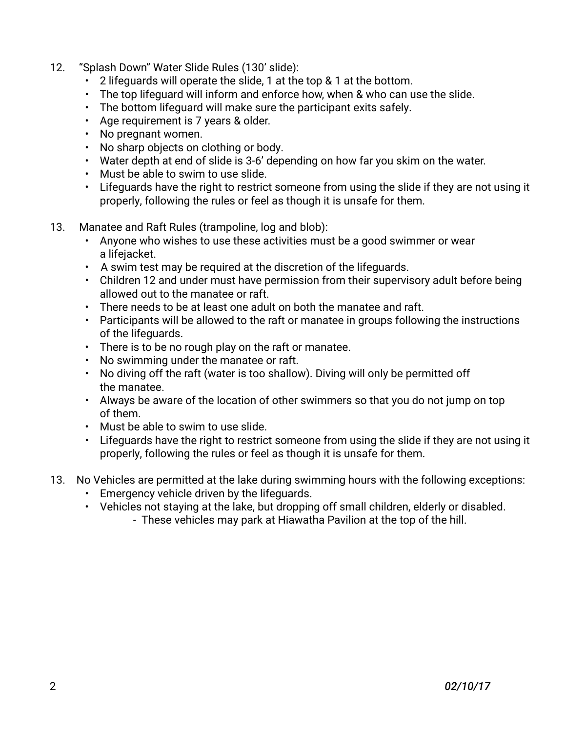12. "Splash Down" Water Slide Rules (130' slide):
    - 2 lifeguards will operate the slide, 1 at the top & 1 at the bottom.
    - The top lifeguard will inform and enforce how, when & who can use the slide.
    - The bottom lifeguard will make sure the participant exits safely.
    - Age requirement is 7 years & older.
    - No pregnant women.
    - No sharp objects on clothing or body.
    - Water depth at end of slide is 3-6' depending on how far you skim on the water.
    - Must be able to swim to use slide.
    - Lifeguards have the right to restrict someone from using the slide if they are not using it properly, following the rules or feel as though it is unsafe for them.

13. Manatee and Raft Rules (trampoline, log and blob):
    - Anyone who wishes to use these activities must be a good swimmer or wear a lifejacket.
    - A swim test may be required at the discretion of the lifeguards.
    - Children 12 and under must have permission from their supervisory adult before being allowed out to the manatee or raft.
    - There needs to be at least one adult on both the manatee and raft.
    - Participants will be allowed to the raft or manatee in groups following the instructions of the lifeguards.
    - There is to be no rough play on the raft or manatee.
    - No swimming under the manatee or raft.
    - No diving off the raft (water is too shallow). Diving will only be permitted off the manatee.
    - Always be aware of the location of other swimmers so that you do not jump on top of them.
    - Must be able to swim to use slide.
    - Lifeguards have the right to restrict someone from using the slide if they are not using it properly, following the rules or feel as though it is unsafe for them.

13. No Vehicles are permitted at the lake during swimming hours with the following exceptions:
    - Emergency vehicle driven by the lifeguards.
    - Vehicles not staying at the lake, but dropping off small children, elderly or disabled.
        - These vehicles may park at Hiawatha Pavilion at the top of the hill.

*02/10/17*